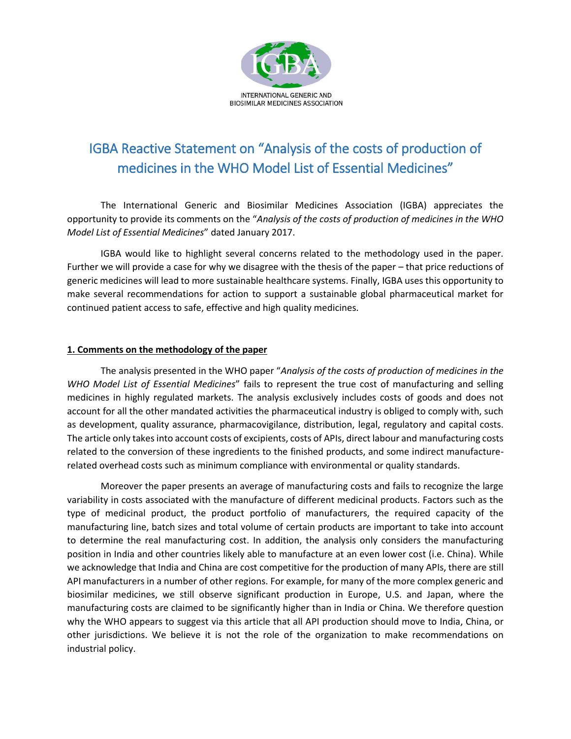INTERNATIONAL GENERIC AND BIOSIMILAR MEDICINES ASSOCIATION

# IGBA Reactive Statement on "Analysis of the costs of production of medicines in the WHO Model List of Essential Medicines"

The International Generic and Biosimilar Medicines Association (IGBA) appreciates the opportunity to provide its comments on the "*Analysis of the costs of production of medicines in the WHO Model List of Essential Medicines*" dated January 2017.

IGBA would like to highlight several concerns related to the methodology used in the paper. Further we will provide a case for why we disagree with the thesis of the paper – that price reductions of generic medicines will lead to more sustainable healthcare systems. Finally, IGBA uses this opportunity to make several recommendations for action to support a sustainable global pharmaceutical market for continued patient access to safe, effective and high quality medicines.

## 1. Comments on the methodology of the paper

The analysis presented in the WHO paper "*Analysis of the costs of production of medicines in the WHO Model List of Essential Medicines*" fails to represent the true cost of manufacturing and selling medicines in highly regulated markets. The analysis exclusively includes costs of goods and does not account for all the other mandated activities the pharmaceutical industry is obliged to comply with, such as development, quality assurance, pharmacovigilance, distribution, legal, regulatory and capital costs. The article only takes into account costs of excipients, costs of APIs, direct labour and manufacturing costs related to the conversion of these ingredients to the finished products, and some indirect manufacture-related overhead costs such as minimum compliance with environmental or quality standards.

Moreover the paper presents an average of manufacturing costs and fails to recognize the large variability in costs associated with the manufacture of different medicinal products. Factors such as the type of medicinal product, the product portfolio of manufacturers, the required capacity of the manufacturing line, batch sizes and total volume of certain products are important to take into account to determine the real manufacturing cost. In addition, the analysis only considers the manufacturing position in India and other countries likely able to manufacture at an even lower cost (i.e. China). While we acknowledge that India and China are cost competitive for the production of many APIs, there are still API manufacturers in a number of other regions. For example, for many of the more complex generic and biosimilar medicines, we still observe significant production in Europe, U.S. and Japan, where the manufacturing costs are claimed to be significantly higher than in India or China. We therefore question why the WHO appears to suggest via this article that all API production should move to India, China, or other jurisdictions. We believe it is not the role of the organization to make recommendations on industrial policy.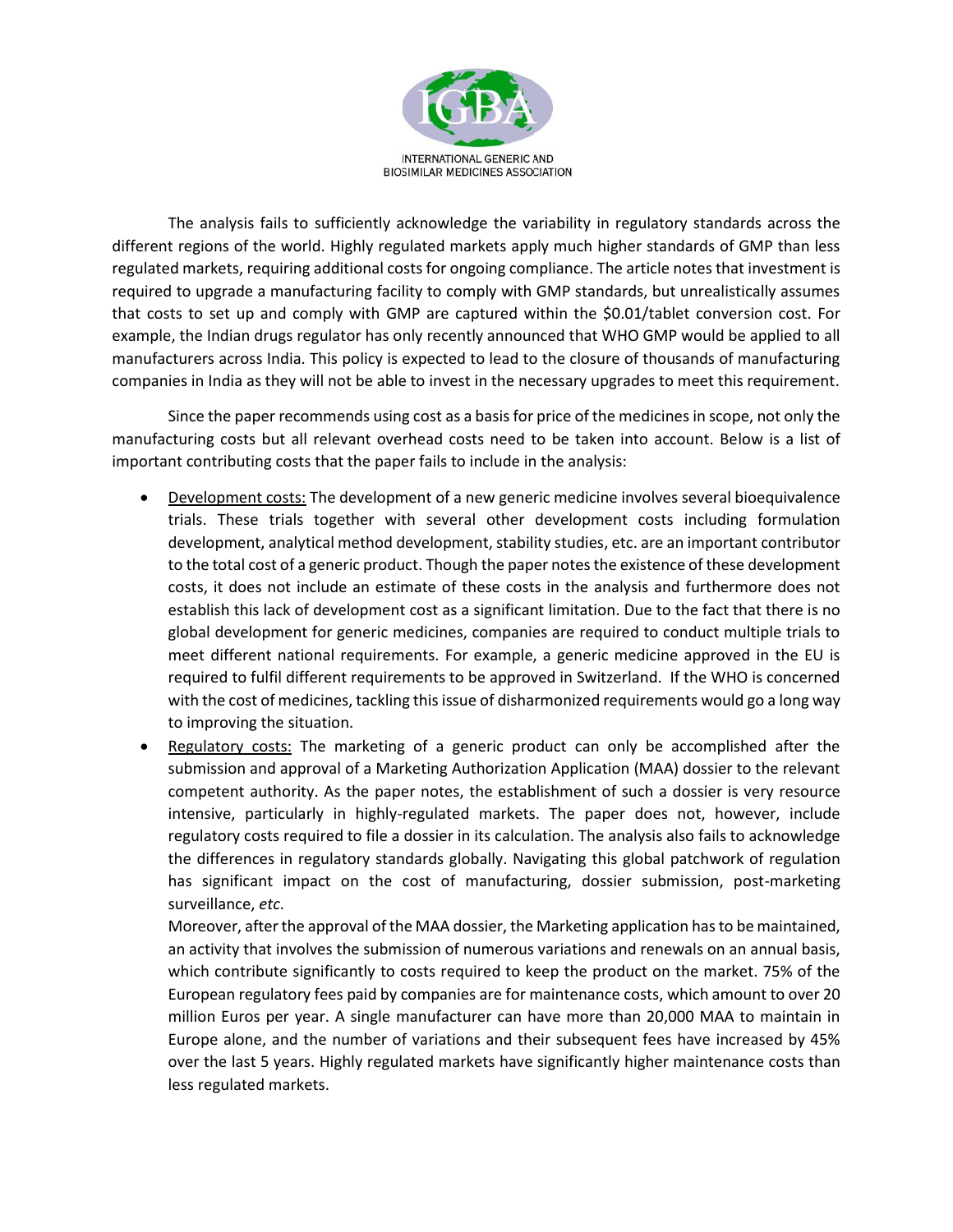The analysis fails to sufficiently acknowledge the variability in regulatory standards across the different regions of the world. Highly regulated markets apply much higher standards of GMP than less regulated markets, requiring additional costs for ongoing compliance. The article notes that investment is required to upgrade a manufacturing facility to comply with GMP standards, but unrealistically assumes that costs to set up and comply with GMP are captured within the \$0.01/tablet conversion cost. For example, the Indian drugs regulator has only recently announced that WHO GMP would be applied to all manufacturers across India. This policy is expected to lead to the closure of thousands of manufacturing companies in India as they will not be able to invest in the necessary upgrades to meet this requirement.

Since the paper recommends using cost as a basis for price of the medicines in scope, not only the manufacturing costs but all relevant overhead costs need to be taken into account. Below is a list of important contributing costs that the paper fails to include in the analysis:

- Development costs: The development of a new generic medicine involves several bioequivalence trials. These trials together with several other development costs including formulation development, analytical method development, stability studies, etc. are an important contributor to the total cost of a generic product. Though the paper notes the existence of these development costs, it does not include an estimate of these costs in the analysis and furthermore does not establish this lack of development cost as a significant limitation. Due to the fact that there is no global development for generic medicines, companies are required to conduct multiple trials to meet different national requirements. For example, a generic medicine approved in the EU is required to fulfil different requirements to be approved in Switzerland. If the WHO is concerned with the cost of medicines, tackling this issue of disharmonized requirements would go a long way to improving the situation.
- Regulatory costs: The marketing of a generic product can only be accomplished after the submission and approval of a Marketing Authorization Application (MAA) dossier to the relevant competent authority. As the paper notes, the establishment of such a dossier is very resource intensive, particularly in highly-regulated markets. The paper does not, however, include regulatory costs required to file a dossier in its calculation. The analysis also fails to acknowledge the differences in regulatory standards globally. Navigating this global patchwork of regulation has significant impact on the cost of manufacturing, dossier submission, post-marketing surveillance, *etc*.

  Moreover, after the approval of the MAA dossier, the Marketing application has to be maintained, an activity that involves the submission of numerous variations and renewals on an annual basis, which contribute significantly to costs required to keep the product on the market. 75% of the European regulatory fees paid by companies are for maintenance costs, which amount to over 20 million Euros per year. A single manufacturer can have more than 20,000 MAA to maintain in Europe alone, and the number of variations and their subsequent fees have increased by 45% over the last 5 years. Highly regulated markets have significantly higher maintenance costs than less regulated markets.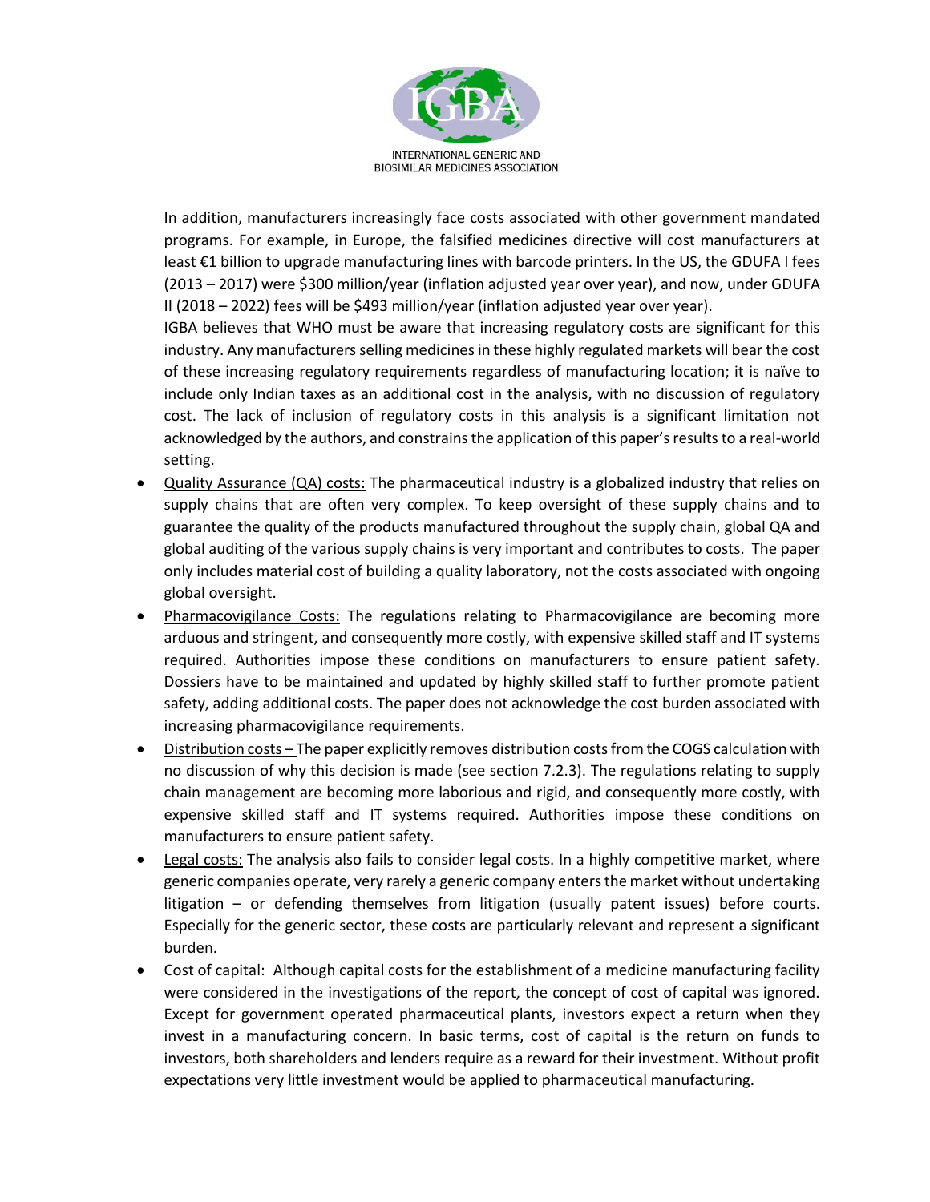In addition, manufacturers increasingly face costs associated with other government mandated programs. For example, in Europe, the falsified medicines directive will cost manufacturers at least €1 billion to upgrade manufacturing lines with barcode printers. In the US, the GDUFA I fees (2013 – 2017) were $300 million/year (inflation adjusted year over year), and now, under GDUFA II (2018 – 2022) fees will be $493 million/year (inflation adjusted year over year).

IGBA believes that WHO must be aware that increasing regulatory costs are significant for this industry. Any manufacturers selling medicines in these highly regulated markets will bear the cost of these increasing regulatory requirements regardless of manufacturing location; it is naïve to include only Indian taxes as an additional cost in the analysis, with no discussion of regulatory cost. The lack of inclusion of regulatory costs in this analysis is a significant limitation not acknowledged by the authors, and constrains the application of this paper's results to a real-world setting.

- Quality Assurance (QA) costs: The pharmaceutical industry is a globalized industry that relies on supply chains that are often very complex. To keep oversight of these supply chains and to guarantee the quality of the products manufactured throughout the supply chain, global QA and global auditing of the various supply chains is very important and contributes to costs. The paper only includes material cost of building a quality laboratory, not the costs associated with ongoing global oversight.
- Pharmacovigilance Costs: The regulations relating to Pharmacovigilance are becoming more arduous and stringent, and consequently more costly, with expensive skilled staff and IT systems required. Authorities impose these conditions on manufacturers to ensure patient safety. Dossiers have to be maintained and updated by highly skilled staff to further promote patient safety, adding additional costs. The paper does not acknowledge the cost burden associated with increasing pharmacovigilance requirements.
- Distribution costs – The paper explicitly removes distribution costs from the COGS calculation with no discussion of why this decision is made (see section 7.2.3). The regulations relating to supply chain management are becoming more laborious and rigid, and consequently more costly, with expensive skilled staff and IT systems required. Authorities impose these conditions on manufacturers to ensure patient safety.
- Legal costs: The analysis also fails to consider legal costs. In a highly competitive market, where generic companies operate, very rarely a generic company enters the market without undertaking litigation – or defending themselves from litigation (usually patent issues) before courts. Especially for the generic sector, these costs are particularly relevant and represent a significant burden.
- Cost of capital: Although capital costs for the establishment of a medicine manufacturing facility were considered in the investigations of the report, the concept of cost of capital was ignored. Except for government operated pharmaceutical plants, investors expect a return when they invest in a manufacturing concern. In basic terms, cost of capital is the return on funds to investors, both shareholders and lenders require as a reward for their investment. Without profit expectations very little investment would be applied to pharmaceutical manufacturing.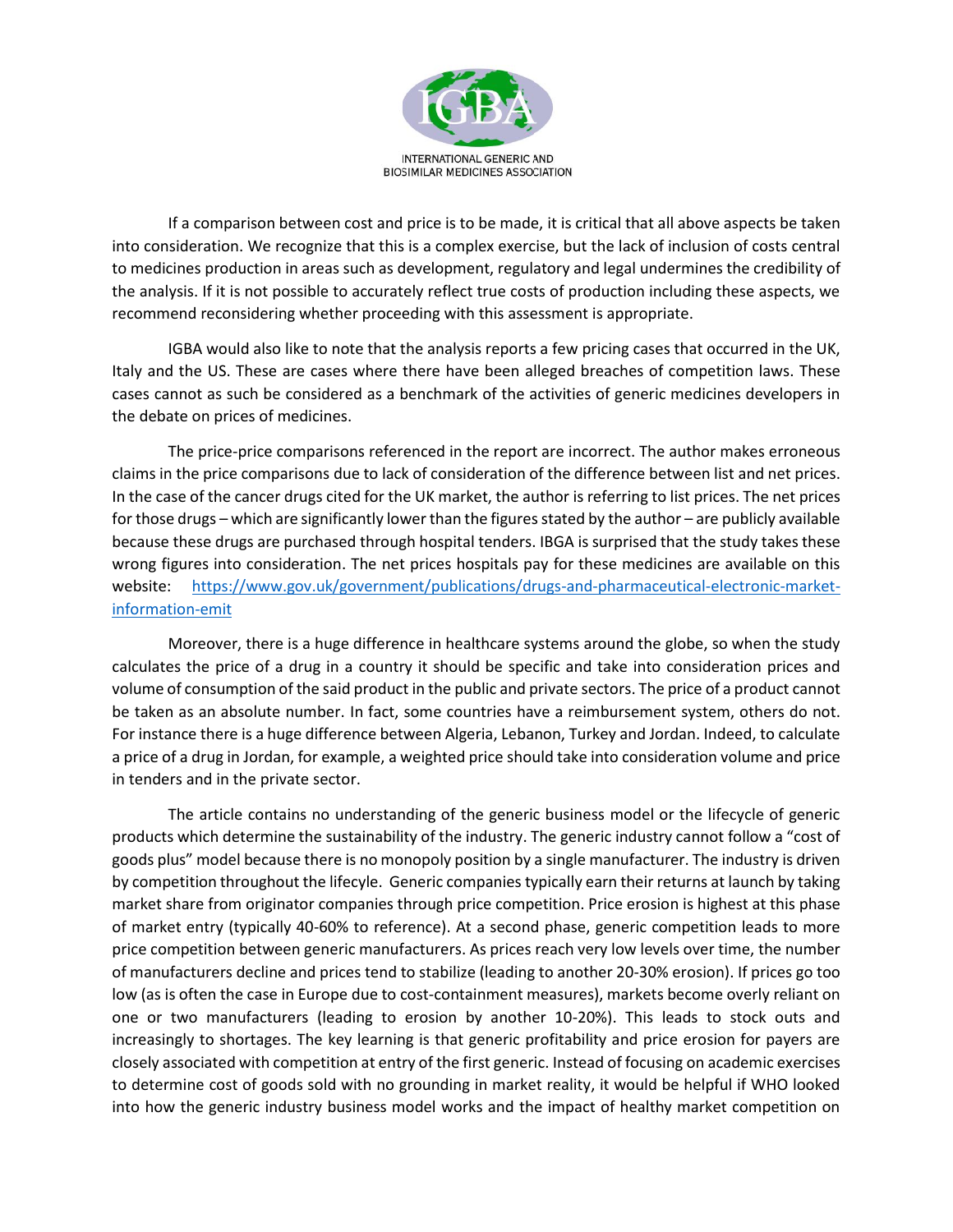If a comparison between cost and price is to be made, it is critical that all above aspects be taken into consideration. We recognize that this is a complex exercise, but the lack of inclusion of costs central to medicines production in areas such as development, regulatory and legal undermines the credibility of the analysis. If it is not possible to accurately reflect true costs of production including these aspects, we recommend reconsidering whether proceeding with this assessment is appropriate.

IGBA would also like to note that the analysis reports a few pricing cases that occurred in the UK, Italy and the US. These are cases where there have been alleged breaches of competition laws. These cases cannot as such be considered as a benchmark of the activities of generic medicines developers in the debate on prices of medicines.

The price-price comparisons referenced in the report are incorrect. The author makes erroneous claims in the price comparisons due to lack of consideration of the difference between list and net prices. In the case of the cancer drugs cited for the UK market, the author is referring to list prices. The net prices for those drugs – which are significantly lower than the figures stated by the author – are publicly available because these drugs are purchased through hospital tenders. IBGA is surprised that the study takes these wrong figures into consideration. The net prices hospitals pay for these medicines are available on this website: [https://www.gov.uk/government/publications/drugs-and-pharmaceutical-electronic-market-information-emit](https://www.gov.uk/government/publications/drugs-and-pharmaceutical-electronic-market-information-emit)

Moreover, there is a huge difference in healthcare systems around the globe, so when the study calculates the price of a drug in a country it should be specific and take into consideration prices and volume of consumption of the said product in the public and private sectors. The price of a product cannot be taken as an absolute number. In fact, some countries have a reimbursement system, others do not. For instance there is a huge difference between Algeria, Lebanon, Turkey and Jordan. Indeed, to calculate a price of a drug in Jordan, for example, a weighted price should take into consideration volume and price in tenders and in the private sector.

The article contains no understanding of the generic business model or the lifecycle of generic products which determine the sustainability of the industry. The generic industry cannot follow a "cost of goods plus" model because there is no monopoly position by a single manufacturer. The industry is driven by competition throughout the lifecyle. Generic companies typically earn their returns at launch by taking market share from originator companies through price competition. Price erosion is highest at this phase of market entry (typically 40-60% to reference). At a second phase, generic competition leads to more price competition between generic manufacturers. As prices reach very low levels over time, the number of manufacturers decline and prices tend to stabilize (leading to another 20-30% erosion). If prices go too low (as is often the case in Europe due to cost-containment measures), markets become overly reliant on one or two manufacturers (leading to erosion by another 10-20%). This leads to stock outs and increasingly to shortages. The key learning is that generic profitability and price erosion for payers are closely associated with competition at entry of the first generic. Instead of focusing on academic exercises to determine cost of goods sold with no grounding in market reality, it would be helpful if WHO looked into how the generic industry business model works and the impact of healthy market competition on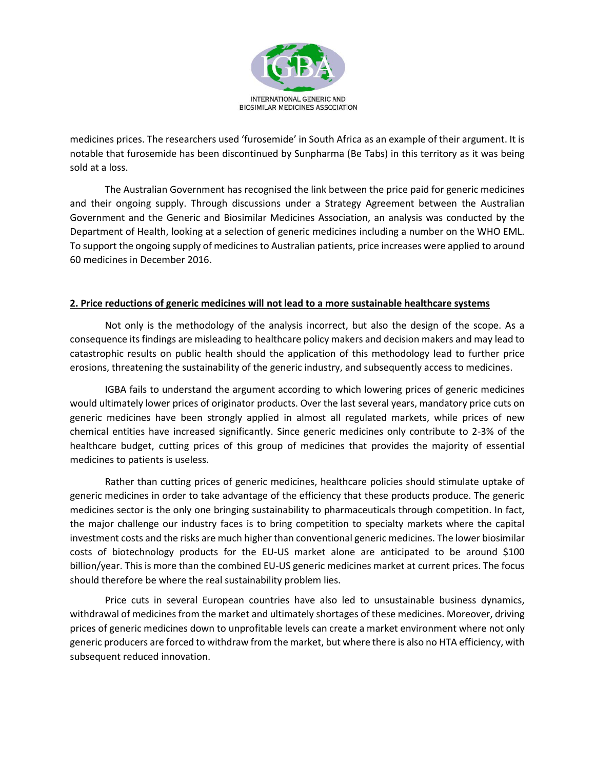medicines prices. The researchers used 'furosemide' in South Africa as an example of their argument. It is notable that furosemide has been discontinued by Sunpharma (Be Tabs) in this territory as it was being sold at a loss.

The Australian Government has recognised the link between the price paid for generic medicines and their ongoing supply. Through discussions under a Strategy Agreement between the Australian Government and the Generic and Biosimilar Medicines Association, an analysis was conducted by the Department of Health, looking at a selection of generic medicines including a number on the WHO EML. To support the ongoing supply of medicines to Australian patients, price increases were applied to around 60 medicines in December 2016.

## 2. Price reductions of generic medicines will not lead to a more sustainable healthcare systems

Not only is the methodology of the analysis incorrect, but also the design of the scope. As a consequence its findings are misleading to healthcare policy makers and decision makers and may lead to catastrophic results on public health should the application of this methodology lead to further price erosions, threatening the sustainability of the generic industry, and subsequently access to medicines.

IGBA fails to understand the argument according to which lowering prices of generic medicines would ultimately lower prices of originator products. Over the last several years, mandatory price cuts on generic medicines have been strongly applied in almost all regulated markets, while prices of new chemical entities have increased significantly. Since generic medicines only contribute to 2-3% of the healthcare budget, cutting prices of this group of medicines that provides the majority of essential medicines to patients is useless.

Rather than cutting prices of generic medicines, healthcare policies should stimulate uptake of generic medicines in order to take advantage of the efficiency that these products produce. The generic medicines sector is the only one bringing sustainability to pharmaceuticals through competition. In fact, the major challenge our industry faces is to bring competition to specialty markets where the capital investment costs and the risks are much higher than conventional generic medicines. The lower biosimilar costs of biotechnology products for the EU-US market alone are anticipated to be around \$100 billion/year. This is more than the combined EU-US generic medicines market at current prices. The focus should therefore be where the real sustainability problem lies.

Price cuts in several European countries have also led to unsustainable business dynamics, withdrawal of medicines from the market and ultimately shortages of these medicines. Moreover, driving prices of generic medicines down to unprofitable levels can create a market environment where not only generic producers are forced to withdraw from the market, but where there is also no HTA efficiency, with subsequent reduced innovation.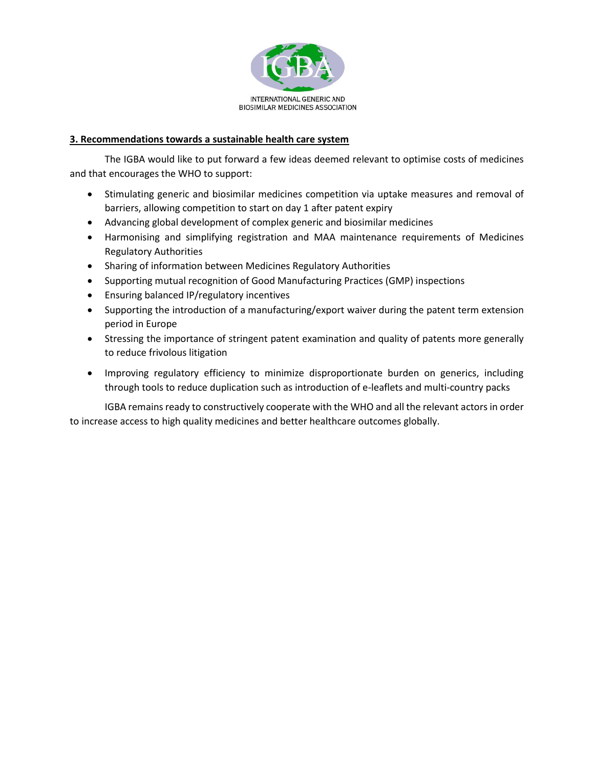## 3. Recommendations towards a sustainable health care system

The IGBA would like to put forward a few ideas deemed relevant to optimise costs of medicines and that encourages the WHO to support:

- Stimulating generic and biosimilar medicines competition via uptake measures and removal of barriers, allowing competition to start on day 1 after patent expiry
- Advancing global development of complex generic and biosimilar medicines
- Harmonising and simplifying registration and MAA maintenance requirements of Medicines Regulatory Authorities
- Sharing of information between Medicines Regulatory Authorities
- Supporting mutual recognition of Good Manufacturing Practices (GMP) inspections
- Ensuring balanced IP/regulatory incentives
- Supporting the introduction of a manufacturing/export waiver during the patent term extension period in Europe
- Stressing the importance of stringent patent examination and quality of patents more generally to reduce frivolous litigation
- Improving regulatory efficiency to minimize disproportionate burden on generics, including through tools to reduce duplication such as introduction of e-leaflets and multi-country packs

IGBA remains ready to constructively cooperate with the WHO and all the relevant actors in order to increase access to high quality medicines and better healthcare outcomes globally.